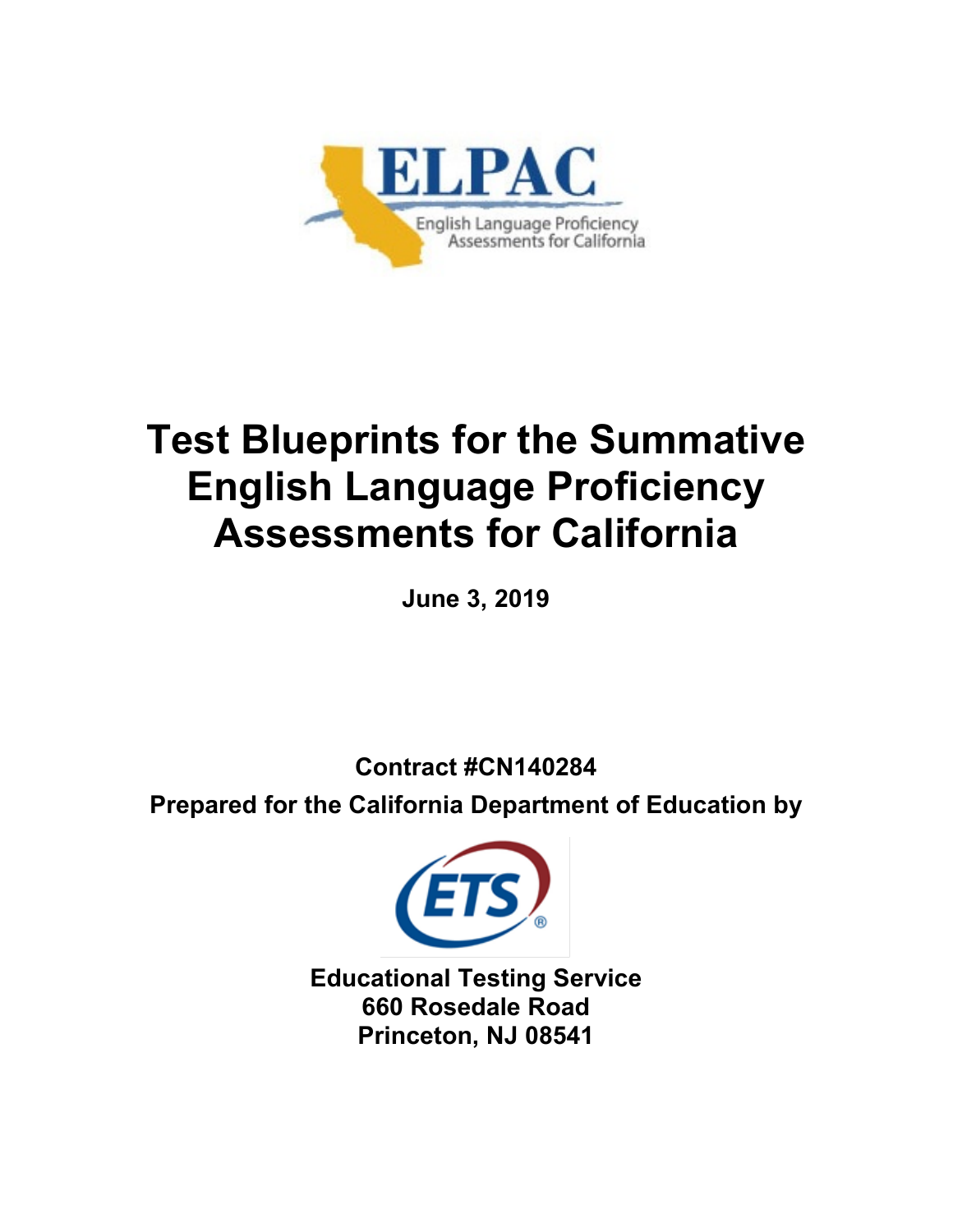ELPAC

English Language Proficiency Assessments for California

# Test Blueprints for the Summative English Language Proficiency Assessments for California

**June 3, 2019**

**Contract #CN140284**

**Prepared for the California Department of Education by**

ETS

**Educational Testing Service**
**660 Rosedale Road**
**Princeton, NJ 08541**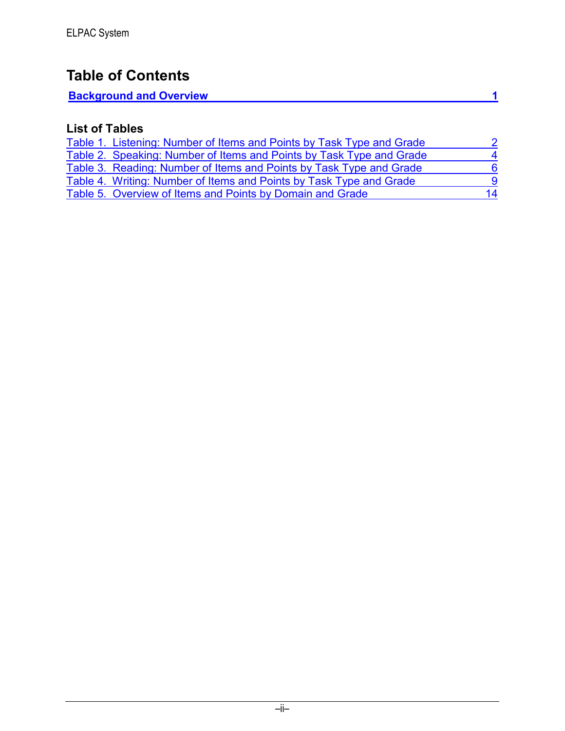# Table of Contents

**Background and Overview** **1**

## List of Tables

Table 1. Listening: Number of Items and Points by Task Type and Grade 2
Table 2. Speaking: Number of Items and Points by Task Type and Grade 4
Table 3. Reading: Number of Items and Points by Task Type and Grade 6
Table 4. Writing: Number of Items and Points by Task Type and Grade 9
Table 5. Overview of Items and Points by Domain and Grade 14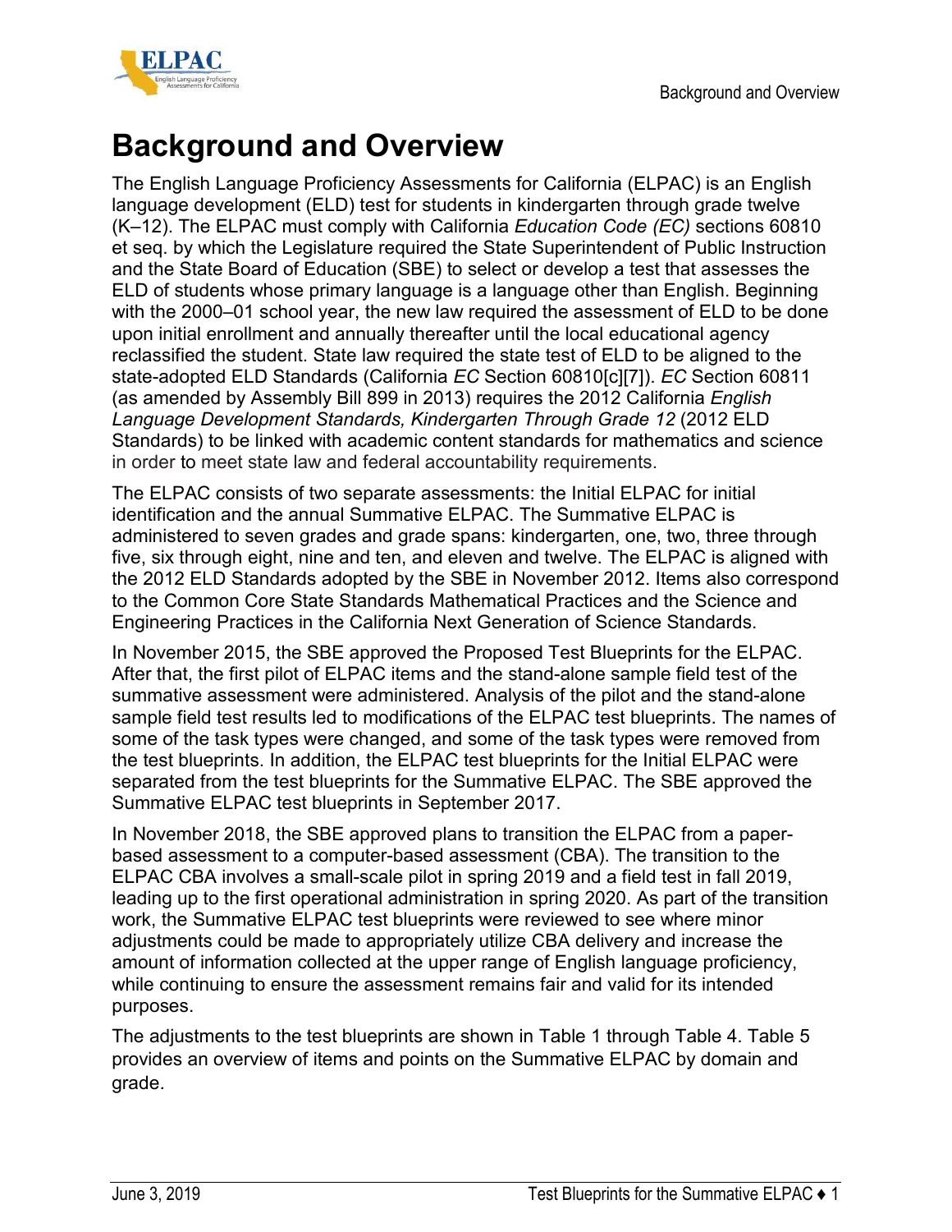# Background and Overview

The English Language Proficiency Assessments for California (ELPAC) is an English language development (ELD) test for students in kindergarten through grade twelve (K–12). The ELPAC must comply with California *Education Code (EC)* sections 60810 et seq. by which the Legislature required the State Superintendent of Public Instruction and the State Board of Education (SBE) to select or develop a test that assesses the ELD of students whose primary language is a language other than English. Beginning with the 2000–01 school year, the new law required the assessment of ELD to be done upon initial enrollment and annually thereafter until the local educational agency reclassified the student. State law required the state test of ELD to be aligned to the state-adopted ELD Standards (California *EC* Section 60810[c][7]). *EC* Section 60811 (as amended by Assembly Bill 899 in 2013) requires the 2012 California *English Language Development Standards, Kindergarten Through Grade 12* (2012 ELD Standards) to be linked with academic content standards for mathematics and science in order to meet state law and federal accountability requirements.

The ELPAC consists of two separate assessments: the Initial ELPAC for initial identification and the annual Summative ELPAC. The Summative ELPAC is administered to seven grades and grade spans: kindergarten, one, two, three through five, six through eight, nine and ten, and eleven and twelve. The ELPAC is aligned with the 2012 ELD Standards adopted by the SBE in November 2012. Items also correspond to the Common Core State Standards Mathematical Practices and the Science and Engineering Practices in the California Next Generation of Science Standards.

In November 2015, the SBE approved the Proposed Test Blueprints for the ELPAC. After that, the first pilot of ELPAC items and the stand-alone sample field test of the summative assessment were administered. Analysis of the pilot and the stand-alone sample field test results led to modifications of the ELPAC test blueprints. The names of some of the task types were changed, and some of the task types were removed from the test blueprints. In addition, the ELPAC test blueprints for the Initial ELPAC were separated from the test blueprints for the Summative ELPAC. The SBE approved the Summative ELPAC test blueprints in September 2017.

In November 2018, the SBE approved plans to transition the ELPAC from a paper-based assessment to a computer-based assessment (CBA). The transition to the ELPAC CBA involves a small-scale pilot in spring 2019 and a field test in fall 2019, leading up to the first operational administration in spring 2020. As part of the transition work, the Summative ELPAC test blueprints were reviewed to see where minor adjustments could be made to appropriately utilize CBA delivery and increase the amount of information collected at the upper range of English language proficiency, while continuing to ensure the assessment remains fair and valid for its intended purposes.

The adjustments to the test blueprints are shown in Table 1 through Table 4. Table 5 provides an overview of items and points on the Summative ELPAC by domain and grade.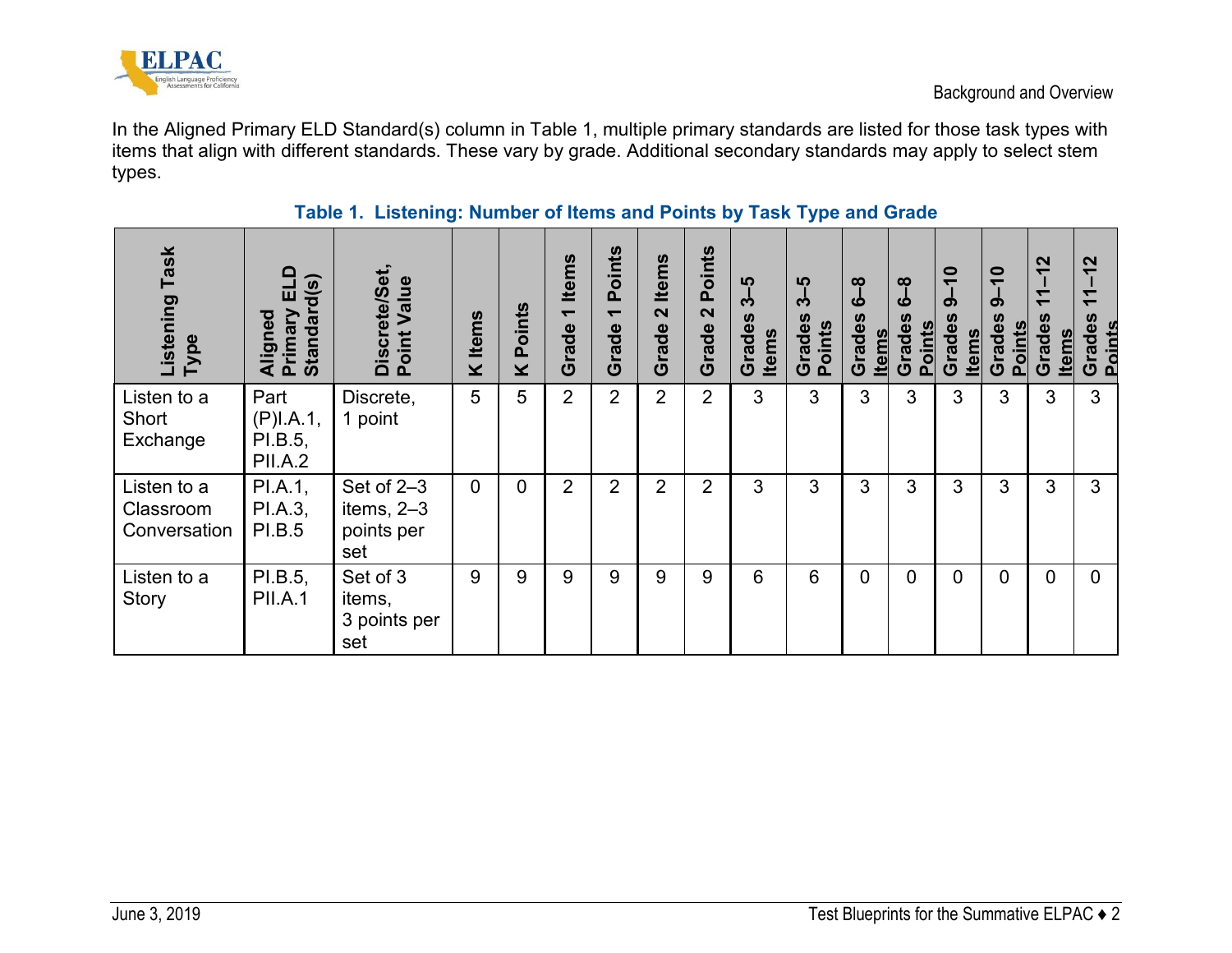In the Aligned Primary ELD Standard(s) column in Table 1, multiple primary standards are listed for those task types with items that align with different standards. These vary by grade. Additional secondary standards may apply to select stem types.

**Table 1. Listening: Number of Items and Points by Task Type and Grade**

| Listening Task Type | Aligned Primary ELD Standard(s) | Discrete/Set, Point Value | K Items | K Points | Grade 1 Items | Grade 1 Points | Grade 2 Items | Grade 2 Points | Grades 3–5 Items | Grades 3–5 Points | Grades 6–8 Items | Grades 6–8 Points | Grades 9–10 Items | Grades 9–10 Points | Grades 11–12 Items | Grades 11–12 Points |
|---|---|---|---|---|---|---|---|---|---|---|---|---|---|---|---|---|
| Listen to a Short Exchange | Part (P)I.A.1, PI.B.5, PII.A.2 | Discrete, 1 point | 5 | 5 | 2 | 2 | 2 | 2 | 3 | 3 | 3 | 3 | 3 | 3 | 3 | 3 |
| Listen to a Classroom Conversation | PI.A.1, PI.A.3, PI.B.5 | Set of 2–3 items, 2–3 points per set | 0 | 0 | 2 | 2 | 2 | 2 | 3 | 3 | 3 | 3 | 3 | 3 | 3 | 3 |
| Listen to a Story | PI.B.5, PII.A.1 | Set of 3 items, 3 points per set | 9 | 9 | 9 | 9 | 9 | 9 | 6 | 6 | 0 | 0 | 0 | 0 | 0 | 0 |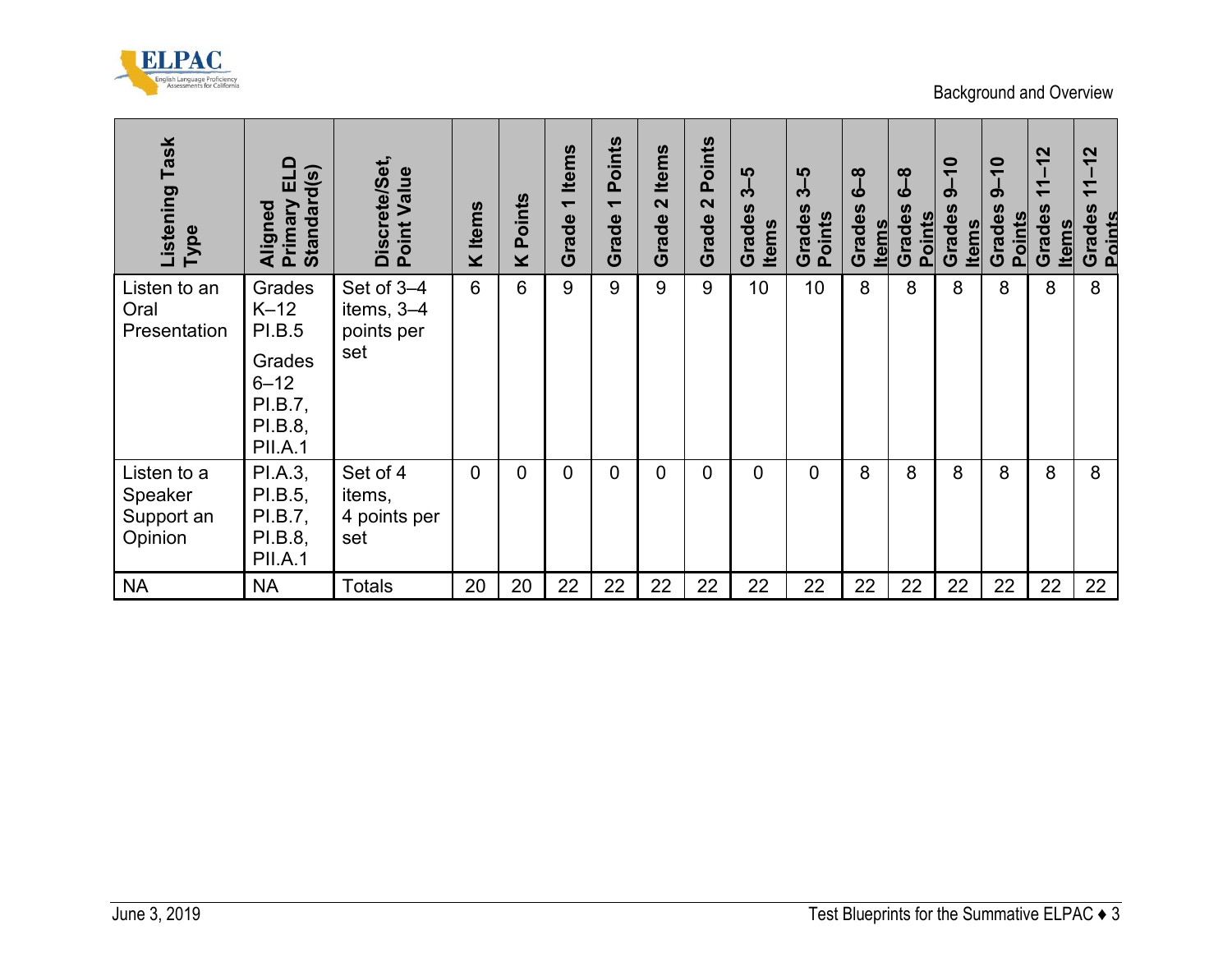| Listening Task Type | Aligned Primary ELD Standard(s) | Discrete/Set, Point Value | K Items | K Points | Grade 1 Items | Grade 1 Points | Grade 2 Items | Grade 2 Points | Grades 3–5 Items | Grades 3–5 Points | Grades 6–8 Items | Grades 6–8 Points | Grades 9–10 Items | Grades 9–10 Points | Grades 11–12 Items | Grades 11–12 Points |
|---|---|---|---|---|---|---|---|---|---|---|---|---|---|---|---|---|
| Listen to an Oral Presentation | Grades K–12 PI.B.5<br>Grades 6–12 PI.B.7, PI.B.8, PII.A.1 | Set of 3–4 items, 3–4 points per set | 6 | 6 | 9 | 9 | 9 | 9 | 10 | 10 | 8 | 8 | 8 | 8 | 8 | 8 |
| Listen to a Speaker Support an Opinion | PI.A.3, PI.B.5, PI.B.7, PI.B.8, PII.A.1 | Set of 4 items, 4 points per set | 0 | 0 | 0 | 0 | 0 | 0 | 0 | 0 | 8 | 8 | 8 | 8 | 8 | 8 |
| NA | NA | Totals | 20 | 20 | 22 | 22 | 22 | 22 | 22 | 22 | 22 | 22 | 22 | 22 | 22 | 22 |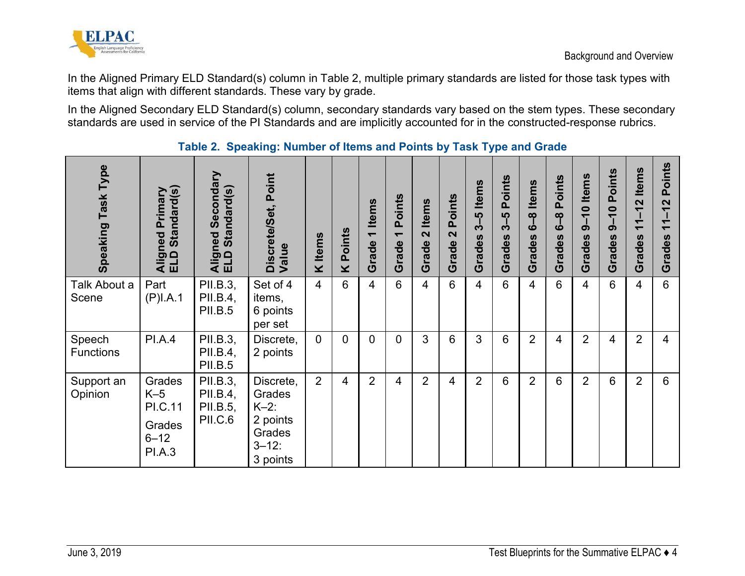In the Aligned Primary ELD Standard(s) column in Table 2, multiple primary standards are listed for those task types with items that align with different standards. These vary by grade.

In the Aligned Secondary ELD Standard(s) column, secondary standards vary based on the stem types. These secondary standards are used in service of the PI Standards and are implicitly accounted for in the constructed-response rubrics.

**Table 2. Speaking: Number of Items and Points by Task Type and Grade**

| Speaking Task Type | Aligned Primary ELD Standard(s) | Aligned Secondary ELD Standard(s) | Discrete/Set, Point Value | K Items | K Points | Grade 1 Items | Grade 1 Points | Grade 2 Items | Grade 2 Points | Grades 3–5 Items | Grades 3–5 Points | Grades 6–8 Items | Grades 6–8 Points | Grades 9–10 Items | Grades 9–10 Points | Grades 11–12 Items | Grades 11–12 Points |
|---|---|---|---|---|---|---|---|---|---|---|---|---|---|---|---|---|---|
| Talk About a Scene | Part (P)I.A.1 | PII.B.3, PII.B.4, PII.B.5 | Set of 4 items, 6 points per set | 4 | 6 | 4 | 6 | 4 | 6 | 4 | 6 | 4 | 6 | 4 | 6 | 4 | 6 |
| Speech Functions | PI.A.4 | PII.B.3, PII.B.4, PII.B.5 | Discrete, 2 points | 0 | 0 | 0 | 0 | 3 | 6 | 3 | 6 | 2 | 4 | 2 | 4 | 2 | 4 |
| Support an Opinion | Grades K–5 PI.C.11 Grades 6–12 PI.A.3 | PII.B.3, PII.B.4, PII.B.5, PII.C.6 | Discrete, Grades K–2: 2 points Grades 3–12: 3 points | 2 | 4 | 2 | 4 | 2 | 4 | 2 | 6 | 2 | 6 | 2 | 6 | 2 | 6 |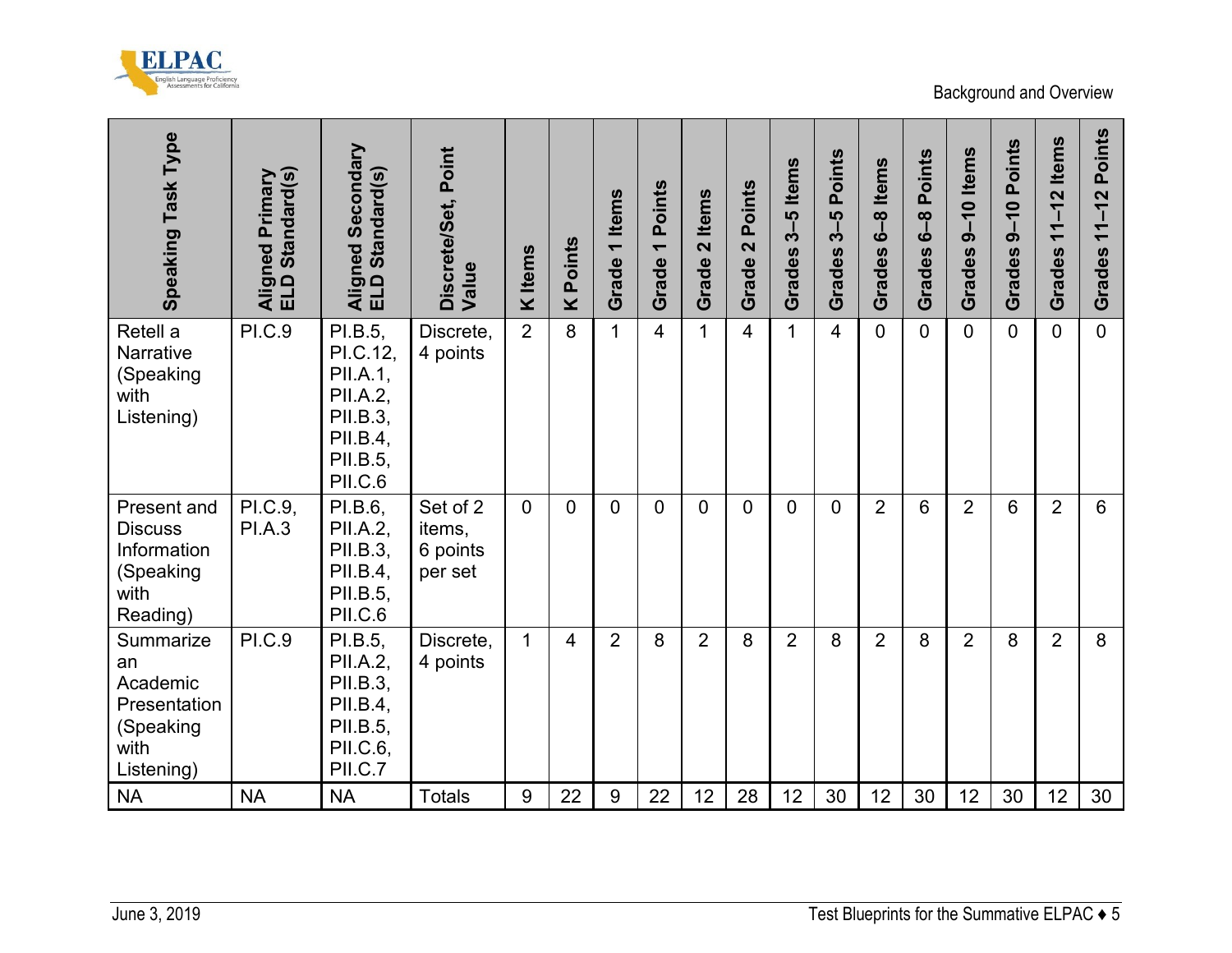| Speaking Task Type | Aligned Primary ELD Standard(s) | Aligned Secondary ELD Standard(s) | Discrete/Set, Point Value | K Items | K Points | Grade 1 Items | Grade 1 Points | Grade 2 Items | Grade 2 Points | Grades 3–5 Items | Grades 3–5 Points | Grades 6–8 Items | Grades 6–8 Points | Grades 9–10 Items | Grades 9–10 Points | Grades 11–12 Items | Grades 11–12 Points |
|---|---|---|---|---|---|---|---|---|---|---|---|---|---|---|---|---|---|
| Retell a Narrative (Speaking with Listening) | PI.C.9 | PI.B.5, PI.C.12, PII.A.1, PII.A.2, PII.B.3, PII.B.4, PII.B.5, PII.C.6 | Discrete, 4 points | 2 | 8 | 1 | 4 | 1 | 4 | 1 | 4 | 0 | 0 | 0 | 0 | 0 | 0 |
| Present and Discuss Information (Speaking with Reading) | PI.C.9, PI.A.3 | PI.B.6, PII.A.2, PII.B.3, PII.B.4, PII.B.5, PII.C.6 | Set of 2 items, 6 points per set | 0 | 0 | 0 | 0 | 0 | 0 | 0 | 0 | 2 | 6 | 2 | 6 | 2 | 6 |
| Summarize an Academic Presentation (Speaking with Listening) | PI.C.9 | PI.B.5, PII.A.2, PII.B.3, PII.B.4, PII.B.5, PII.C.6, PII.C.7 | Discrete, 4 points | 1 | 4 | 2 | 8 | 2 | 8 | 2 | 8 | 2 | 8 | 2 | 8 | 2 | 8 |
| NA | NA | NA | Totals | 9 | 22 | 9 | 22 | 12 | 28 | 12 | 30 | 12 | 30 | 12 | 30 | 12 | 30 |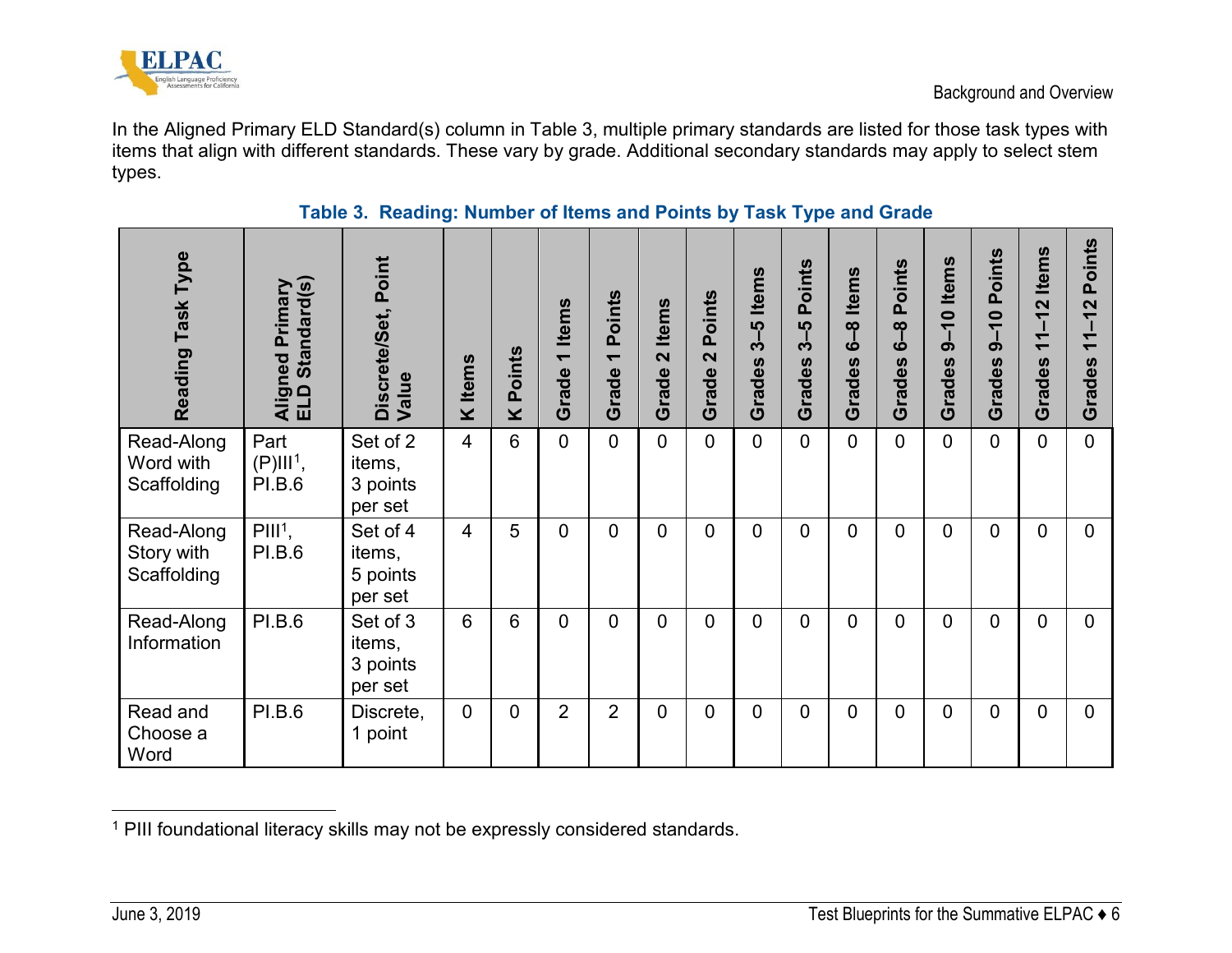In the Aligned Primary ELD Standard(s) column in Table 3, multiple primary standards are listed for those task types with items that align with different standards. These vary by grade. Additional secondary standards may apply to select stem types.

**Table 3. Reading: Number of Items and Points by Task Type and Grade**

| Reading Task Type | Aligned Primary ELD Standard(s) | Discrete/Set, Point Value | K Items | K Points | Grade 1 Items | Grade 1 Points | Grade 2 Items | Grade 2 Points | Grades 3–5 Items | Grades 3–5 Points | Grades 6–8 Items | Grades 6–8 Points | Grades 9–10 Items | Grades 9–10 Points | Grades 11–12 Items | Grades 11–12 Points |
|---|---|---|---|---|---|---|---|---|---|---|---|---|---|---|---|---|
| Read-Along Word with Scaffolding | Part (P)III[1], PI.B.6 | Set of 2 items, 3 points per set | 4 | 6 | 0 | 0 | 0 | 0 | 0 | 0 | 0 | 0 | 0 | 0 | 0 | 0 |
| Read-Along Story with Scaffolding | PIII[1], PI.B.6 | Set of 4 items, 5 points per set | 4 | 5 | 0 | 0 | 0 | 0 | 0 | 0 | 0 | 0 | 0 | 0 | 0 | 0 |
| Read-Along Information | PI.B.6 | Set of 3 items, 3 points per set | 6 | 6 | 0 | 0 | 0 | 0 | 0 | 0 | 0 | 0 | 0 | 0 | 0 | 0 |
| Read and Choose a Word | PI.B.6 | Discrete, 1 point | 0 | 0 | 2 | 2 | 0 | 0 | 0 | 0 | 0 | 0 | 0 | 0 | 0 | 0 |

[1] PIII foundational literacy skills may not be expressly considered standards.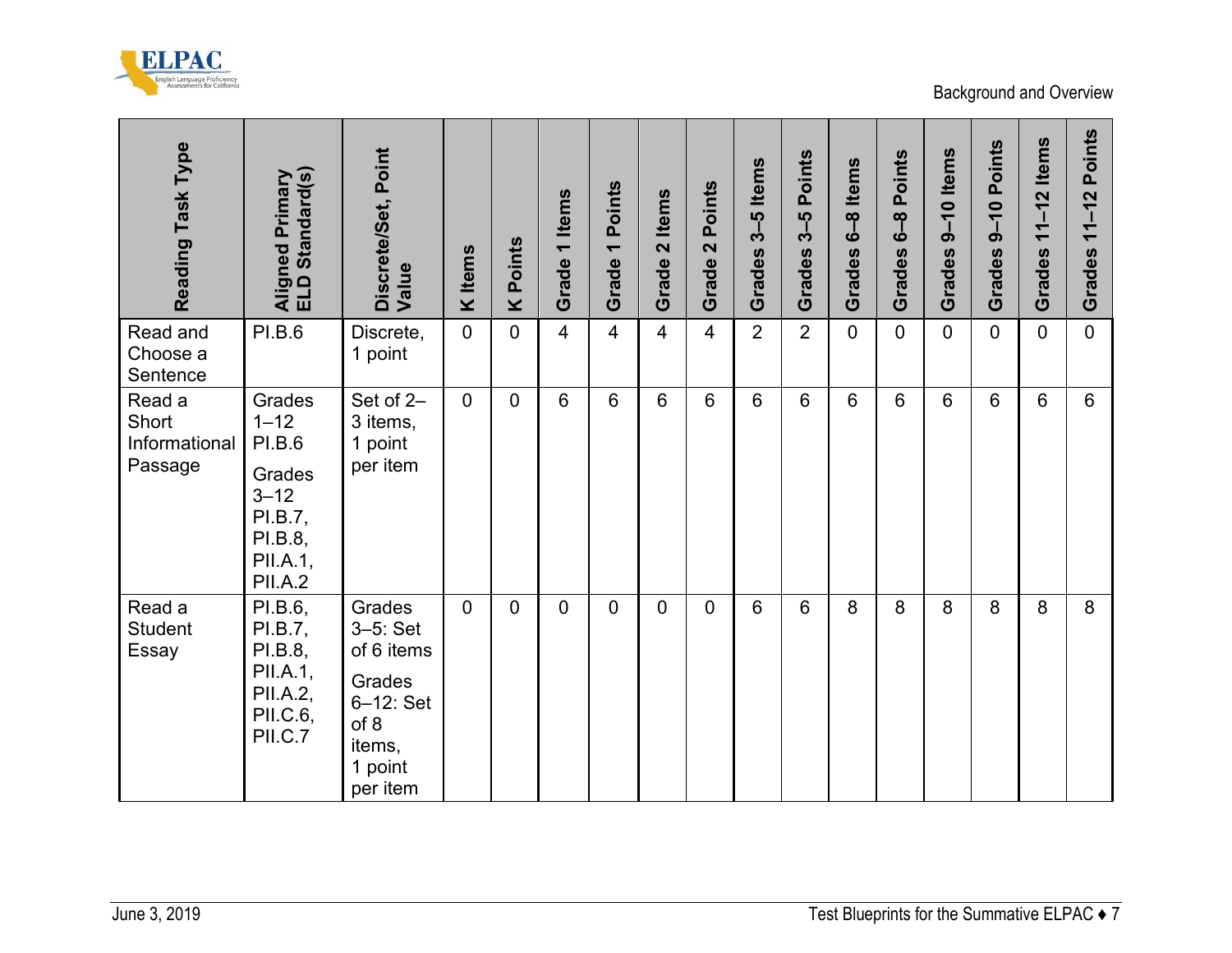| Reading Task Type | Aligned Primary ELD Standard(s) | Discrete/Set, Point Value | K Items | K Points | Grade 1 Items | Grade 1 Points | Grade 2 Items | Grade 2 Points | Grades 3–5 Items | Grades 3–5 Points | Grades 6–8 Items | Grades 6–8 Points | Grades 9–10 Items | Grades 9–10 Points | Grades 11–12 Items | Grades 11–12 Points |
|---|---|---|---|---|---|---|---|---|---|---|---|---|---|---|---|---|
| Read and Choose a Sentence | PI.B.6 | Discrete, 1 point | 0 | 0 | 4 | 4 | 4 | 4 | 2 | 2 | 0 | 0 | 0 | 0 | 0 | 0 |
| Read a Short Informational Passage | Grades 1–12 PI.B.6 Grades 3–12 PI.B.7, PI.B.8, PII.A.1, PII.A.2 | Set of 2–3 items, 1 point per item | 0 | 0 | 6 | 6 | 6 | 6 | 6 | 6 | 6 | 6 | 6 | 6 | 6 | 6 |
| Read a Student Essay | PI.B.6, PI.B.7, PI.B.8, PII.A.1, PII.A.2, PII.C.6, PII.C.7 | Grades 3–5: Set of 6 items Grades 6–12: Set of 8 items, 1 point per item | 0 | 0 | 0 | 0 | 0 | 0 | 6 | 6 | 8 | 8 | 8 | 8 | 8 | 8 |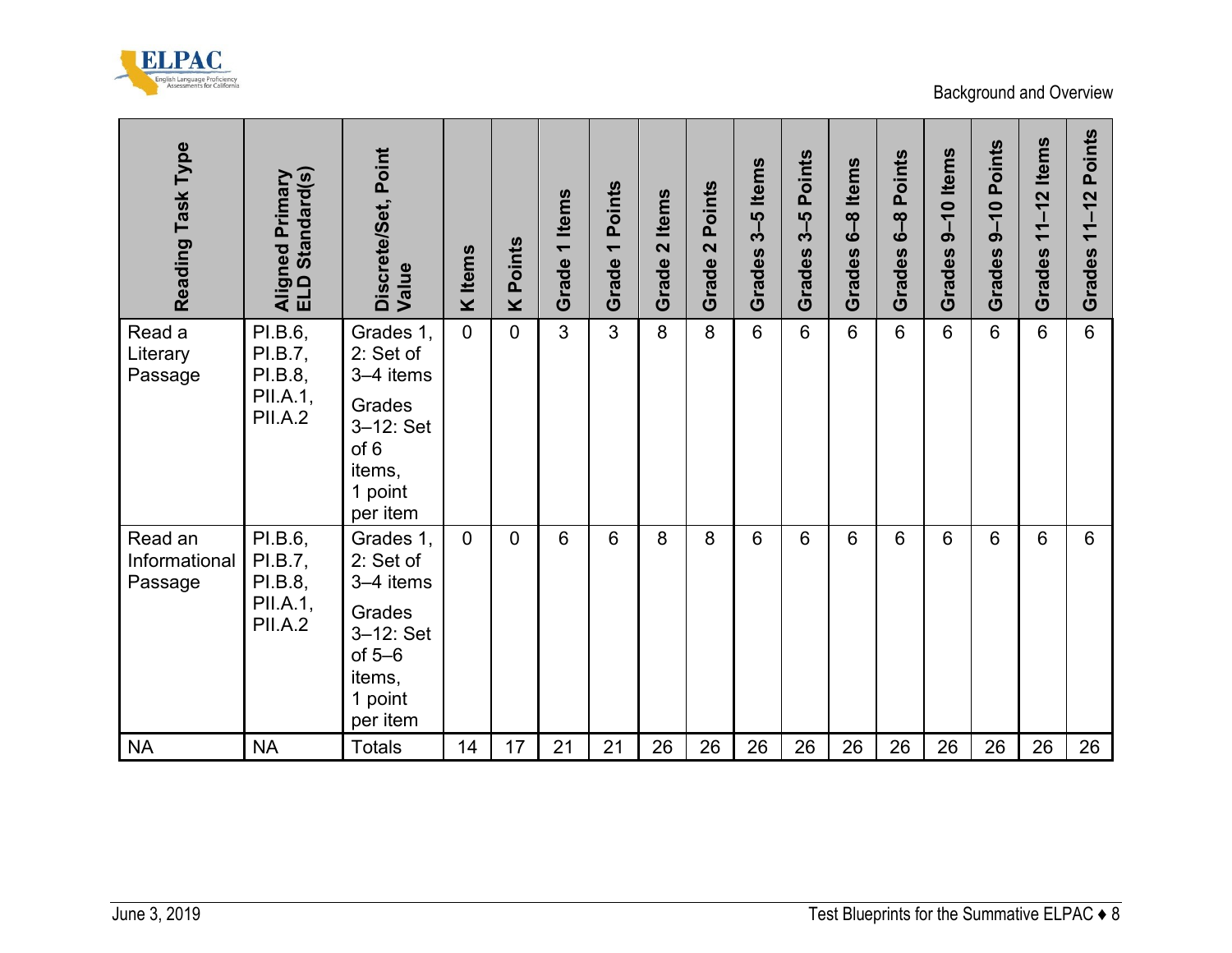| Reading Task Type | Aligned Primary ELD Standard(s) | Discrete/Set, Point Value | K Items | K Points | Grade 1 Items | Grade 1 Points | Grade 2 Items | Grade 2 Points | Grades 3–5 Items | Grades 3–5 Points | Grades 6–8 Items | Grades 6–8 Points | Grades 9–10 Items | Grades 9–10 Points | Grades 11–12 Items | Grades 11–12 Points |
|---|---|---|---|---|---|---|---|---|---|---|---|---|---|---|---|---|
| Read a Literary Passage | PI.B.6, PI.B.7, PI.B.8, PII.A.1, PII.A.2 | Grades 1, 2: Set of 3–4 items<br>Grades 3–12: Set of 6 items, 1 point per item | 0 | 0 | 3 | 3 | 8 | 8 | 6 | 6 | 6 | 6 | 6 | 6 | 6 | 6 |
| Read an Informational Passage | PI.B.6, PI.B.7, PI.B.8, PII.A.1, PII.A.2 | Grades 1, 2: Set of 3–4 items<br>Grades 3–12: Set of 5–6 items, 1 point per item | 0 | 0 | 6 | 6 | 8 | 8 | 6 | 6 | 6 | 6 | 6 | 6 | 6 | 6 |
| NA | NA | Totals | 14 | 17 | 21 | 21 | 26 | 26 | 26 | 26 | 26 | 26 | 26 | 26 | 26 | 26 |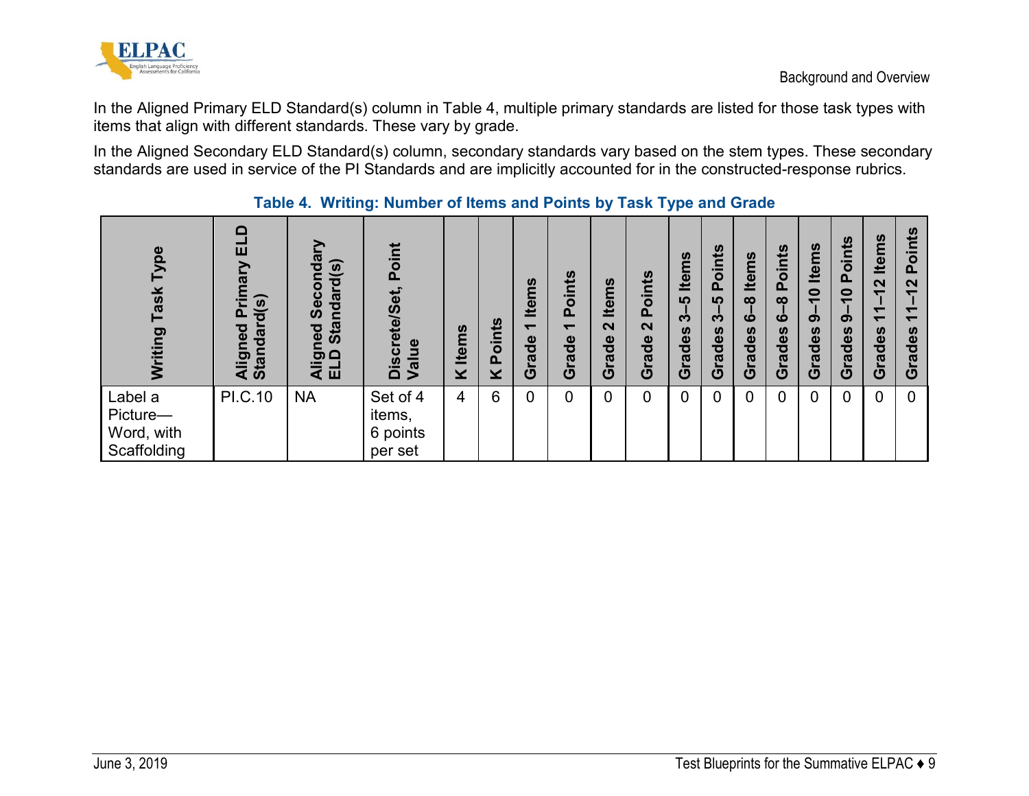In the Aligned Primary ELD Standard(s) column in Table 4, multiple primary standards are listed for those task types with items that align with different standards. These vary by grade.

In the Aligned Secondary ELD Standard(s) column, secondary standards vary based on the stem types. These secondary standards are used in service of the PI Standards and are implicitly accounted for in the constructed-response rubrics.

**Table 4. Writing: Number of Items and Points by Task Type and Grade**

| Writing Task Type | Aligned Primary ELD Standard(s) | Aligned Secondary ELD Standard(s) | Discrete/Set, Point Value | K Items | K Points | Grade 1 Items | Grade 1 Points | Grade 2 Items | Grade 2 Points | Grades 3–5 Items | Grades 3–5 Points | Grades 6–8 Items | Grades 6–8 Points | Grades 9–10 Items | Grades 9–10 Points | Grades 11–12 Items | Grades 11–12 Points |
|---|---|---|---|---|---|---|---|---|---|---|---|---|---|---|---|---|---|
| Label a Picture—Word, with Scaffolding | PI.C.10 | NA | Set of 4 items, 6 points per set | 4 | 6 | 0 | 0 | 0 | 0 | 0 | 0 | 0 | 0 | 0 | 0 | 0 | 0 |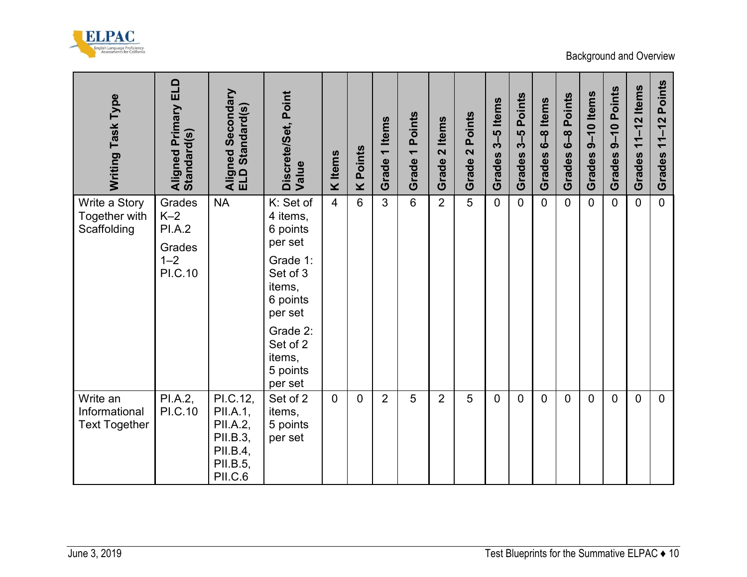| Writing Task Type | Aligned Primary ELD Standard(s) | Aligned Secondary ELD Standard(s) | Discrete/Set, Point Value | K Items | K Points | Grade 1 Items | Grade 1 Points | Grade 2 Items | Grade 2 Points | Grades 3–5 Items | Grades 3–5 Points | Grades 6–8 Items | Grades 6–8 Points | Grades 9–10 Items | Grades 9–10 Points | Grades 11–12 Items | Grades 11–12 Points |
|---|---|---|---|---|---|---|---|---|---|---|---|---|---|---|---|---|---|
| Write a Story Together with Scaffolding | Grades K–2 PI.A.2 Grades 1–2 PI.C.10 | NA | K: Set of 4 items, 6 points per set Grade 1: Set of 3 items, 6 points per set Grade 2: Set of 2 items, 5 points per set | 4 | 6 | 3 | 6 | 2 | 5 | 0 | 0 | 0 | 0 | 0 | 0 | 0 | 0 |
| Write an Informational Text Together | PI.A.2, PI.C.10 | PI.C.12, PII.A.1, PII.A.2, PII.B.3, PII.B.4, PII.B.5, PII.C.6 | Set of 2 items, 5 points per set | 0 | 0 | 2 | 5 | 2 | 5 | 0 | 0 | 0 | 0 | 0 | 0 | 0 | 0 |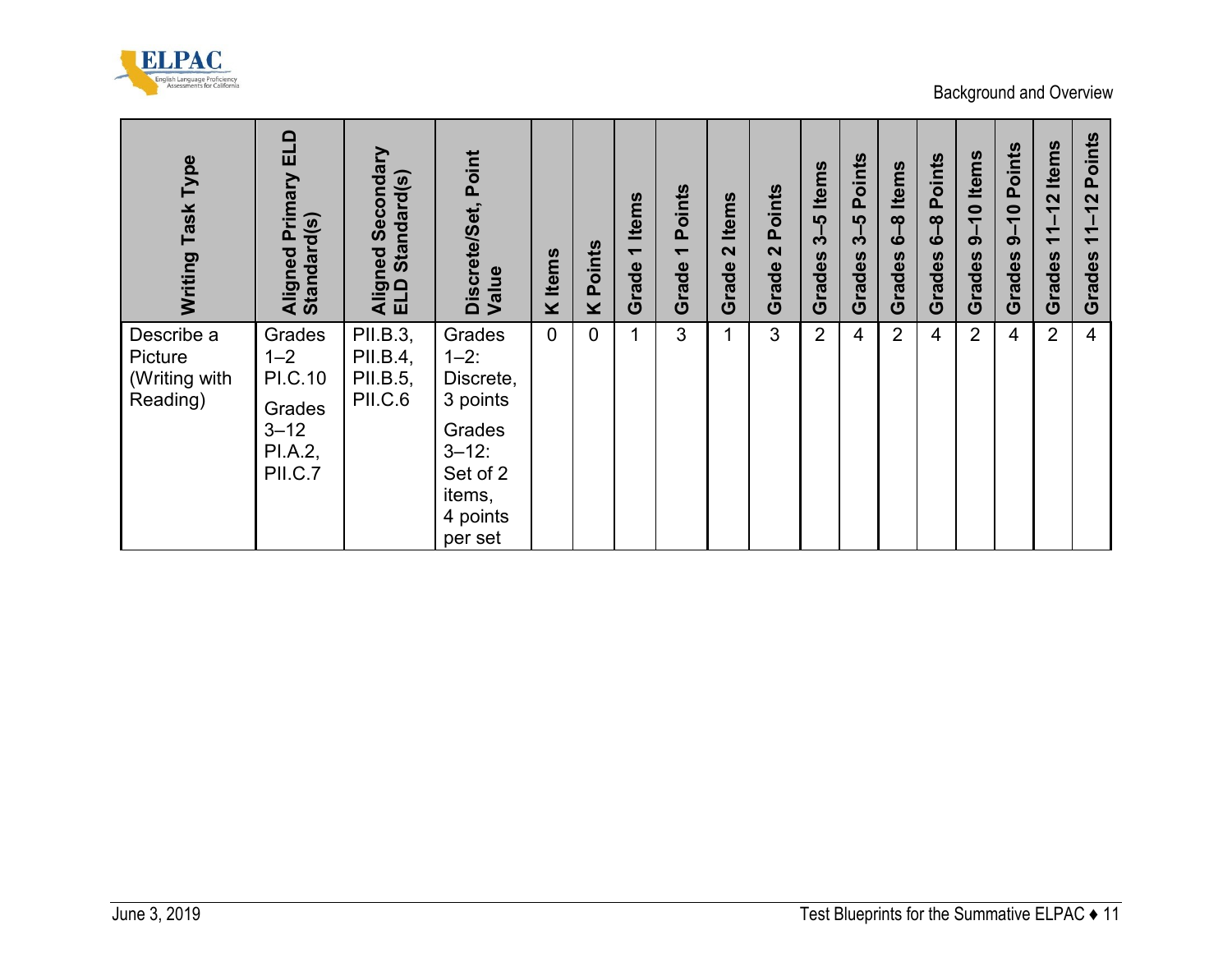| Writing Task Type | Aligned Primary ELD Standard(s) | Aligned Secondary ELD Standard(s) | Discrete/Set, Point Value | K Items | K Points | Grade 1 Items | Grade 1 Points | Grade 2 Items | Grade 2 Points | Grades 3–5 Items | Grades 3–5 Points | Grades 6–8 Items | Grades 6–8 Points | Grades 9–10 Items | Grades 9–10 Points | Grades 11–12 Items | Grades 11–12 Points |
|---|---|---|---|---|---|---|---|---|---|---|---|---|---|---|---|---|---|
| Describe a Picture (Writing with Reading) | Grades 1–2 PI.C.10 Grades 3–12 PI.A.2, PII.C.7 | PII.B.3, PII.B.4, PII.B.5, PII.C.6 | Grades 1–2: Discrete, 3 points Grades 3–12: Set of 2 items, 4 points per set | 0 | 0 | 1 | 3 | 1 | 3 | 2 | 4 | 2 | 4 | 2 | 4 | 2 | 4 |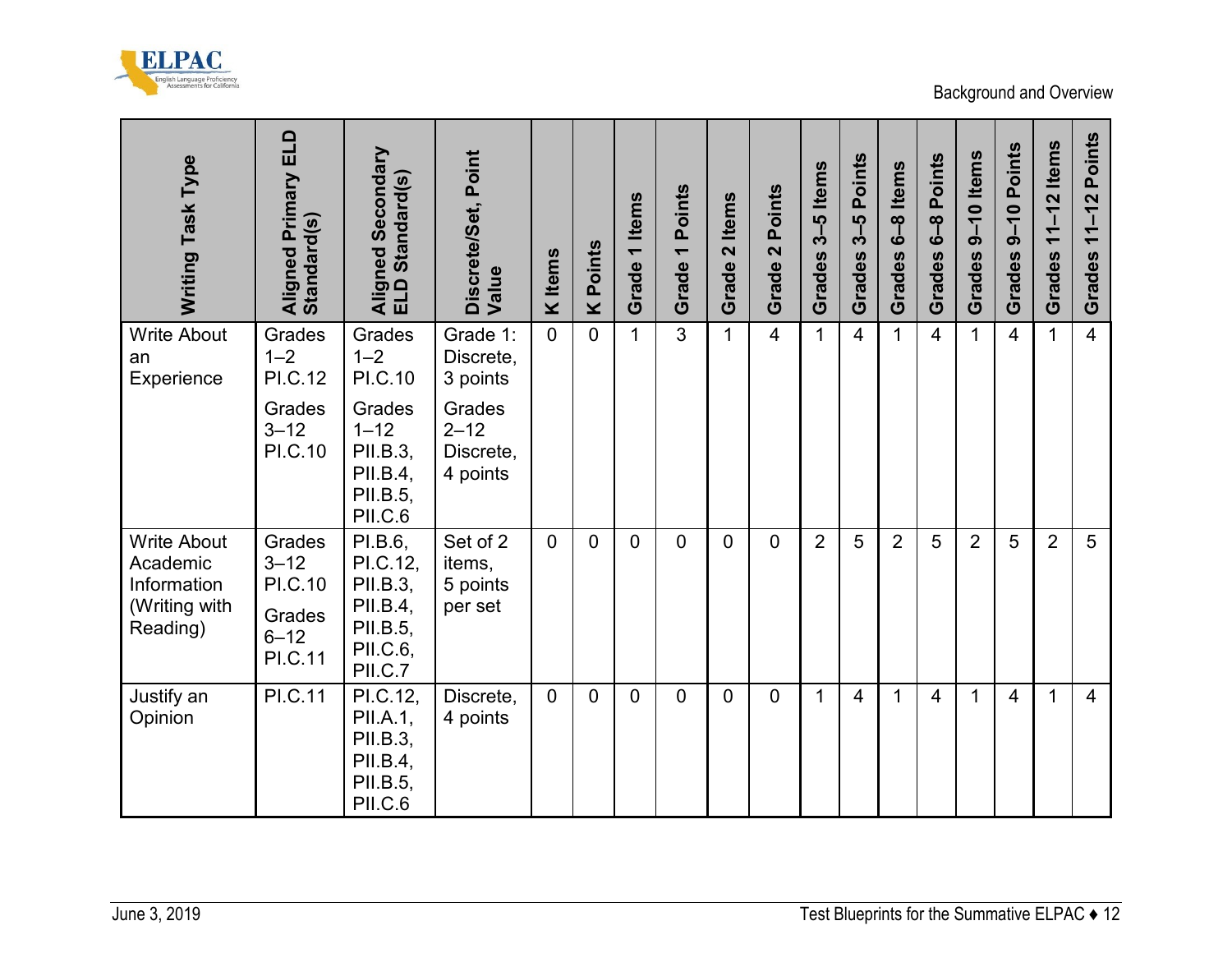| Writing Task Type | Aligned Primary ELD Standard(s) | Aligned Secondary ELD Standard(s) | Discrete/Set, Point Value | K Items | K Points | Grade 1 Items | Grade 1 Points | Grade 2 Items | Grade 2 Points | Grades 3–5 Items | Grades 3–5 Points | Grades 6–8 Items | Grades 6–8 Points | Grades 9–10 Items | Grades 9–10 Points | Grades 11–12 Items | Grades 11–12 Points |
|---|---|---|---|---|---|---|---|---|---|---|---|---|---|---|---|---|---|
| Write About an Experience | Grades 1–2 PI.C.12<br>Grades 3–12 PI.C.10 | Grades 1–2 PI.C.10<br>Grades 1–12 PII.B.3, PII.B.4, PII.B.5, PII.C.6 | Grade 1: Discrete, 3 points<br>Grades 2–12 Discrete, 4 points | 0 | 0 | 1 | 3 | 1 | 4 | 1 | 4 | 1 | 4 | 1 | 4 | 1 | 4 |
| Write About Academic Information (Writing with Reading) | Grades 3–12 PI.C.10<br>Grades 6–12 PI.C.11 | PI.B.6, PI.C.12, PII.B.3, PII.B.4, PII.B.5, PII.C.6, PII.C.7 | Set of 2 items, 5 points per set | 0 | 0 | 0 | 0 | 0 | 0 | 2 | 5 | 2 | 5 | 2 | 5 | 2 | 5 |
| Justify an Opinion | PI.C.11 | PI.C.12, PII.A.1, PII.B.3, PII.B.4, PII.B.5, PII.C.6 | Discrete, 4 points | 0 | 0 | 0 | 0 | 0 | 0 | 1 | 4 | 1 | 4 | 1 | 4 | 1 | 4 |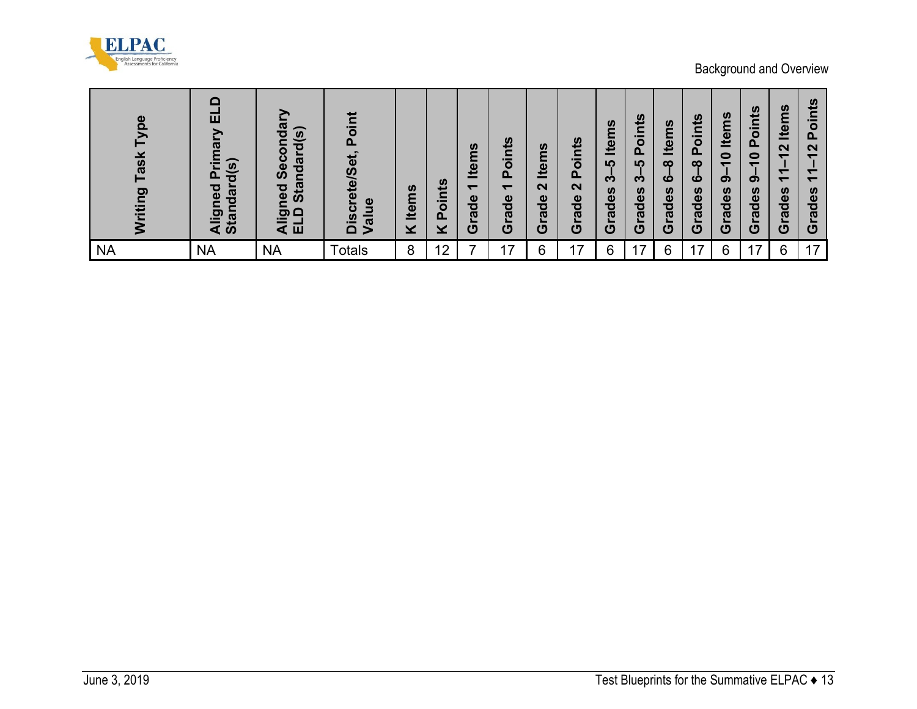| Writing Task Type | Aligned Primary ELD Standard(s) | Aligned Secondary ELD Standard(s) | Discrete/Set, Point Value | K Items | K Points | Grade 1 Items | Grade 1 Points | Grade 2 Items | Grade 2 Points | Grades 3–5 Items | Grades 3–5 Points | Grades 6–8 Items | Grades 6–8 Points | Grades 9–10 Items | Grades 9–10 Points | Grades 11–12 Items | Grades 11–12 Points |
|---|---|---|---|---|---|---|---|---|---|---|---|---|---|---|---|---|---|
| NA | NA | NA | Totals | 8 | 12 | 7 | 17 | 6 | 17 | 6 | 17 | 6 | 17 | 6 | 17 | 6 | 17 |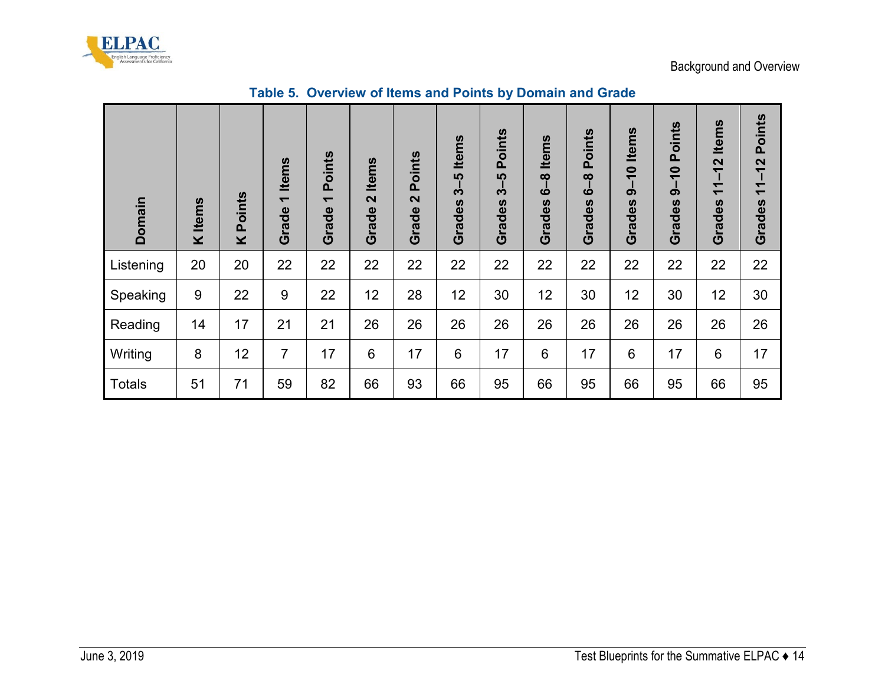**Table 5. Overview of Items and Points by Domain and Grade**

| Domain | K Items | K Points | Grade 1 Items | Grade 1 Points | Grade 2 Items | Grade 2 Points | Grades 3–5 Items | Grades 3–5 Points | Grades 6–8 Items | Grades 6–8 Points | Grades 9–10 Items | Grades 9–10 Points | Grades 11–12 Items | Grades 11–12 Points |
|---|---|---|---|---|---|---|---|---|---|---|---|---|---|---|
| Listening | 20 | 20 | 22 | 22 | 22 | 22 | 22 | 22 | 22 | 22 | 22 | 22 | 22 | 22 |
| Speaking | 9 | 22 | 9 | 22 | 12 | 28 | 12 | 30 | 12 | 30 | 12 | 30 | 12 | 30 |
| Reading | 14 | 17 | 21 | 21 | 26 | 26 | 26 | 26 | 26 | 26 | 26 | 26 | 26 | 26 |
| Writing | 8 | 12 | 7 | 17 | 6 | 17 | 6 | 17 | 6 | 17 | 6 | 17 | 6 | 17 |
| Totals | 51 | 71 | 59 | 82 | 66 | 93 | 66 | 95 | 66 | 95 | 66 | 95 | 66 | 95 |